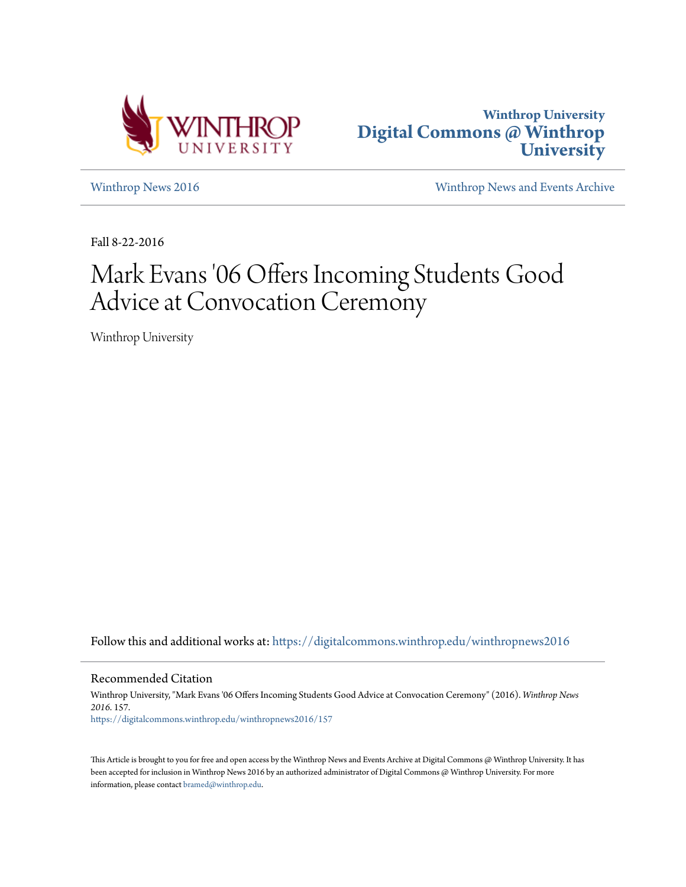Winthrop University
# Digital Commons @ Winthrop University

Winthrop News 2016 | Winthrop News and Events Archive

Fall 8-22-2016

# Mark Evans '06 Offers Incoming Students Good Advice at Convocation Ceremony

Winthrop University

Follow this and additional works at: https://digitalcommons.winthrop.edu/winthropnews2016

## Recommended Citation

Winthrop University, "Mark Evans '06 Offers Incoming Students Good Advice at Convocation Ceremony" (2016). *Winthrop News 2016*. 157.
https://digitalcommons.winthrop.edu/winthropnews2016/157

This Article is brought to you for free and open access by the Winthrop News and Events Archive at Digital Commons @ Winthrop University. It has been accepted for inclusion in Winthrop News 2016 by an authorized administrator of Digital Commons @ Winthrop University. For more information, please contact bramed@winthrop.edu.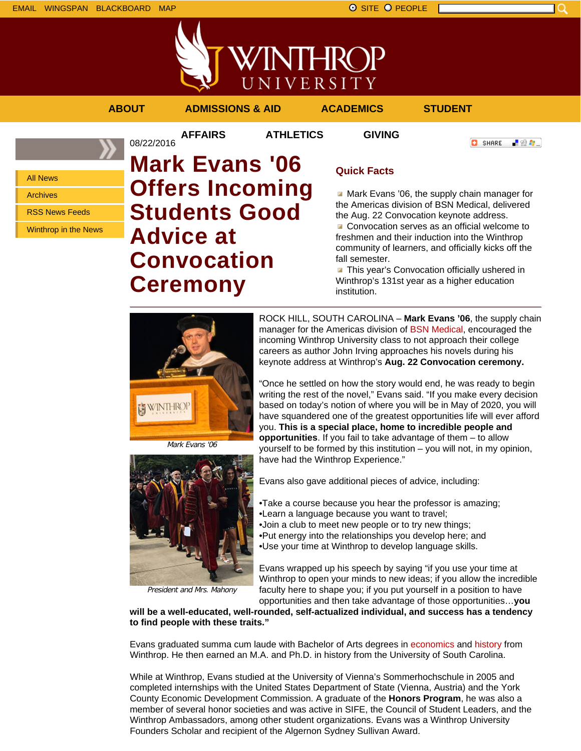EMAIL WINGSPAN BLACKBOARD MAP SITE PEOPLE

ABOUT ADMISSIONS & AID ACADEMICS STUDENT AFFAIRS ATHLETICS GIVING

- All News
- Archives
- RSS News Feeds
- Winthrop in the News

08/22/2016

# Mark Evans '06 Offers Incoming Students Good Advice at Convocation Ceremony

## Quick Facts

- Mark Evans '06, the supply chain manager for the Americas division of BSN Medical, delivered the Aug. 22 Convocation keynote address.
- Convocation serves as an official welcome to freshmen and their induction into the Winthrop community of learners, and officially kicks off the fall semester.
- This year's Convocation officially ushered in Winthrop's 131st year as a higher education institution.

*Mark Evans '06*

*President and Mrs. Mahony*

ROCK HILL, SOUTH CAROLINA – **Mark Evans '06**, the supply chain manager for the Americas division of BSN Medical, encouraged the incoming Winthrop University class to not approach their college careers as author John Irving approaches his novels during his keynote address at Winthrop's **Aug. 22 Convocation ceremony.**

"Once he settled on how the story would end, he was ready to begin writing the rest of the novel," Evans said. "If you make every decision based on today's notion of where you will be in May of 2020, you will have squandered one of the greatest opportunities life will ever afford you. **This is a special place, home to incredible people and opportunities**. If you fail to take advantage of them – to allow yourself to be formed by this institution – you will not, in my opinion, have had the Winthrop Experience."

Evans also gave additional pieces of advice, including:

•Take a course because you hear the professor is amazing;
•Learn a language because you want to travel;
•Join a club to meet new people or to try new things;
•Put energy into the relationships you develop here; and
•Use your time at Winthrop to develop language skills.

Evans wrapped up his speech by saying "if you use your time at Winthrop to open your minds to new ideas; if you allow the incredible faculty here to shape you; if you put yourself in a position to have opportunities and then take advantage of those opportunities…**you will be a well-educated, well-rounded, self-actualized individual, and success has a tendency to find people with these traits."**

Evans graduated summa cum laude with Bachelor of Arts degrees in economics and history from Winthrop. He then earned an M.A. and Ph.D. in history from the University of South Carolina.

While at Winthrop, Evans studied at the University of Vienna's Sommerhochschule in 2005 and completed internships with the United States Department of State (Vienna, Austria) and the York County Economic Development Commission. A graduate of the **Honors Program**, he was also a member of several honor societies and was active in SIFE, the Council of Student Leaders, and the Winthrop Ambassadors, among other student organizations. Evans was a Winthrop University Founders Scholar and recipient of the Algernon Sydney Sullivan Award.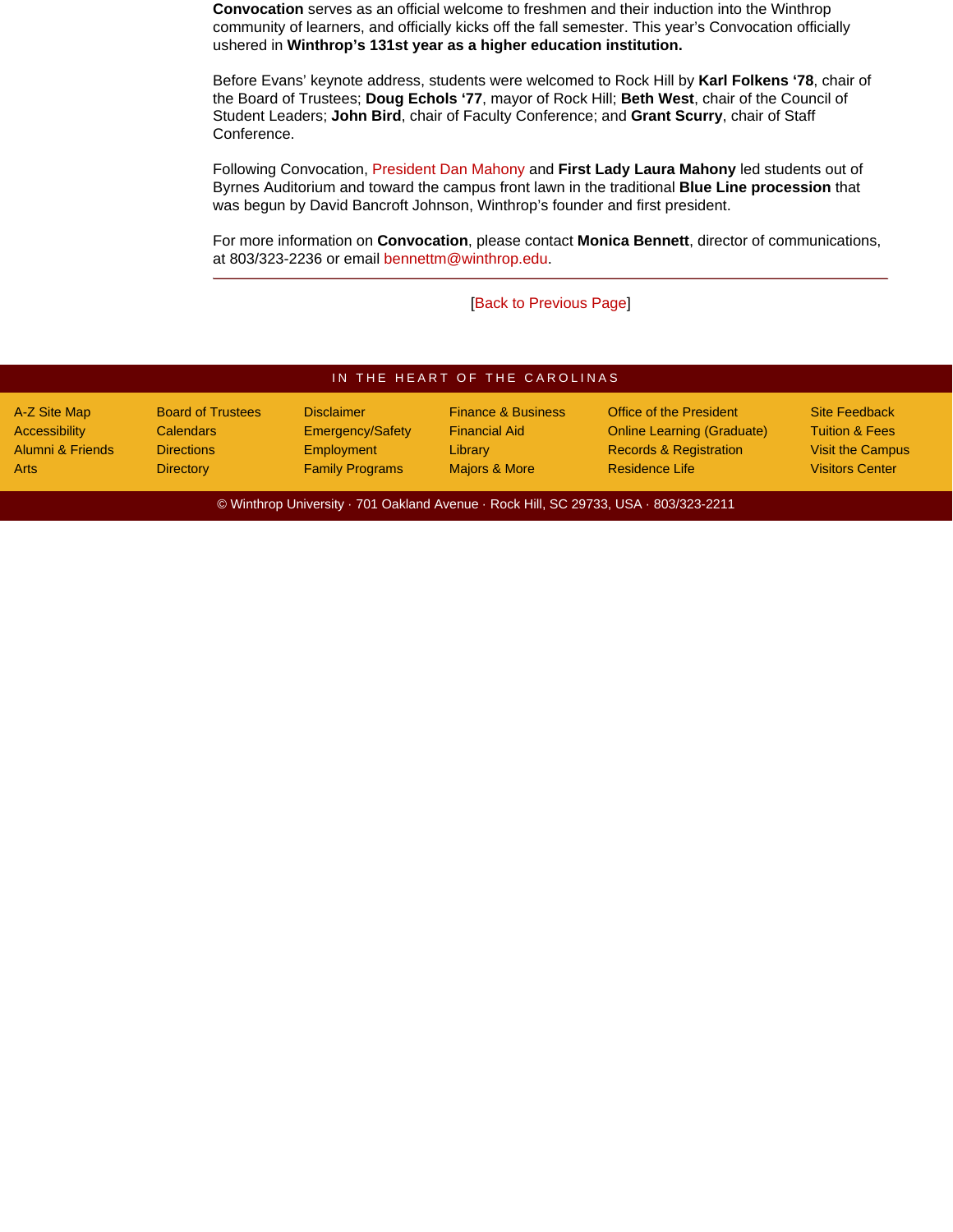**Convocation** serves as an official welcome to freshmen and their induction into the Winthrop community of learners, and officially kicks off the fall semester. This year's Convocation officially ushered in **Winthrop's 131st year as a higher education institution.**

Before Evans' keynote address, students were welcomed to Rock Hill by **Karl Folkens '78**, chair of the Board of Trustees; **Doug Echols '77**, mayor of Rock Hill; **Beth West**, chair of the Council of Student Leaders; **John Bird**, chair of Faculty Conference; and **Grant Scurry**, chair of Staff Conference.

Following Convocation, President Dan Mahony and **First Lady Laura Mahony** led students out of Byrnes Auditorium and toward the campus front lawn in the traditional **Blue Line procession** that was begun by David Bancroft Johnson, Winthrop's founder and first president.

For more information on **Convocation**, please contact **Monica Bennett**, director of communications, at 803/323-2236 or email bennettm@winthrop.edu.

---

[Back to Previous Page]

IN THE HEART OF THE CAROLINAS

A-Z Site Map
Accessibility
Alumni & Friends
Arts
Board of Trustees
Calendars
Directions
Directory
Disclaimer
Emergency/Safety
Employment
Family Programs
Finance & Business
Financial Aid
Library
Majors & More
Office of the President
Online Learning (Graduate)
Records & Registration
Residence Life
Site Feedback
Tuition & Fees
Visit the Campus
Visitors Center

© Winthrop University · 701 Oakland Avenue · Rock Hill, SC 29733, USA · 803/323-2211